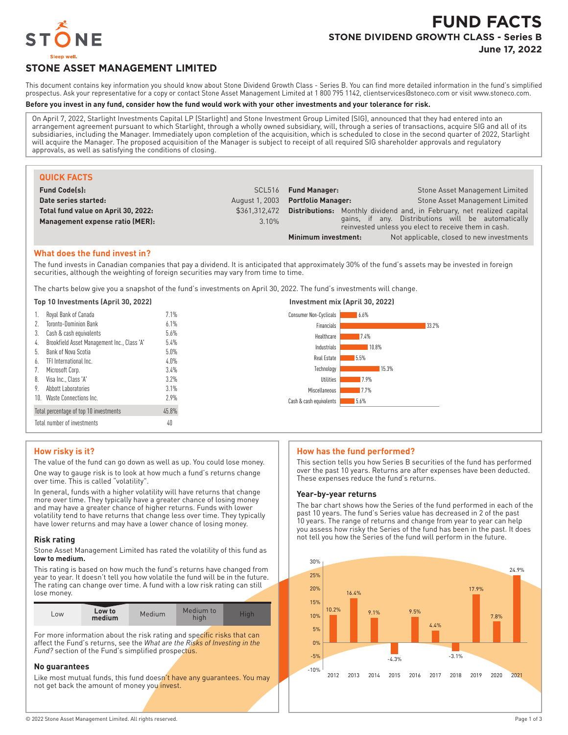# FUND FACTS

## STONE DIVIDEND GROWTH CLASS - Series B

**June 17, 2022**

STONE

Sleep well.

## STONE ASSET MANAGEMENT LIMITED

This document contains key information you should know about Stone Dividend Growth Class - Series B. You can find more detailed information in the fund's simplified prospectus. Ask your representative for a copy or contact Stone Asset Management Limited at 1 800 795 1142, clientservices@stoneco.com or visit www.stoneco.com.

**Before you invest in any fund, consider how the fund would work with your other investments and your tolerance for risk.**

On April 7, 2022, Starlight Investments Capital LP (Starlight) and Stone Investment Group Limited (SIG), announced that they had entered into an arrangement agreement pursuant to which Starlight, through a wholly owned subsidiary, will, through a series of transactions, acquire SIG and all of its subsidiaries, including the Manager. Immediately upon completion of the acquisition, which is scheduled to close in the second quarter of 2022, Starlight will acquire the Manager. The proposed acquisition of the Manager is subject to receipt of all required SIG shareholder approvals and regulatory approvals, as well as satisfying the conditions of closing.

### QUICK FACTS

| | | | |
|---|---|---|---|
| **Fund Code(s):** | SCL516 | **Fund Manager:** | Stone Asset Management Limited |
| **Date series started:** | August 1, 2003 | **Portfolio Manager:** | Stone Asset Management Limited |
| **Total fund value on April 30, 2022:** | $361,312,472 | **Distributions:** | Monthly dividend and, in February, net realized capital gains, if any. Distributions will be automatically reinvested unless you elect to receive them in cash. |
| **Management expense ratio (MER):** | 3.10% | **Minimum investment:** | Not applicable, closed to new investments |

### What does the fund invest in?

The fund invests in Canadian companies that pay a dividend. It is anticipated that approximately 30% of the fund's assets may be invested in foreign securities, although the weighting of foreign securities may vary from time to time.

The charts below give you a snapshot of the fund's investments on April 30, 2022. The fund's investments will change.

**Top 10 Investments (April 30, 2022)**

| | | |
|---|---|---|
| 1. | Royal Bank of Canada | 7.1% |
| 2. | Toronto-Dominion Bank | 6.1% |
| 3. | Cash & cash equivalents | 5.6% |
| 4. | Brookfield Asset Management Inc., Class 'A' | 5.4% |
| 5. | Bank of Nova Scotia | 5.0% |
| 6. | TFI International Inc. | 4.0% |
| 7. | Microsoft Corp. | 3.4% |
| 8. | Visa Inc., Class 'A' | 3.2% |
| 9. | Abbott Laboratories | 3.1% |
| 10. | Waste Connections Inc. | 2.9% |
| | Total percentage of top 10 investments | 45.8% |
| | Total number of investments | 40 |

**Investment mix (April 30, 2022)**

| Sector | % |
|---|---|
| Consumer Non-Cyclicals | 6.6% |
| Financials | 33.2% |
| Healthcare | 7.4% |
| Industrials | 10.8% |
| Real Estate | 5.5% |
| Technology | 15.3% |
| Utilities | 7.9% |
| Miscellaneous | 7.7% |
| Cash & cash equivalents | 5.6% |

### How risky is it?

The value of the fund can go down as well as up. You could lose money.

One way to gauge risk is to look at how much a fund's returns change over time. This is called "volatility".

In general, funds with a higher volatility will have returns that change more over time. They typically have a greater chance of losing money and may have a greater chance of higher returns. Funds with lower volatility tend to have returns that change less over time. They typically have lower returns and may have a lower chance of losing money.

#### Risk rating

Stone Asset Management Limited has rated the volatility of this fund as **low to medium.**

This rating is based on how much the fund's returns have changed from year to year. It doesn't tell you how volatile the fund will be in the future. The rating can change over time. A fund with a low risk rating can still lose money.

| Low | **Low to medium** | Medium | Medium to high | High |
|---|---|---|---|---|

For more information about the risk rating and specific risks that can affect the Fund's returns, see the *What are the Risks of Investing in the Fund?* section of the Fund's simplified prospectus.

#### No guarantees

Like most mutual funds, this fund doesn't have any guarantees. You may not get back the amount of money you invest.

### How has the fund performed?

This section tells you how Series B securities of the fund has performed over the past 10 years. Returns are after expenses have been deducted. These expenses reduce the fund's returns.

#### Year-by-year returns

The bar chart shows how the Series of the fund performed in each of the past 10 years. The fund's Series value has decreased in 2 of the past 10 years. The range of returns and change from year to year can help you assess how risky the Series of the fund has been in the past. It does not tell you how the Series of the fund will perform in the future.

| Year | 2012 | 2013 | 2014 | 2015 | 2016 | 2017 | 2018 | 2019 | 2020 | 2021 |
|---|---|---|---|---|---|---|---|---|---|---|
| Return | 10.2% | 16.4% | 9.1% | -4.3% | 9.5% | 4.4% | -3.1% | 17.9% | 7.8% | 24.9% |

© 2022 Stone Asset Management Limited. All rights reserved.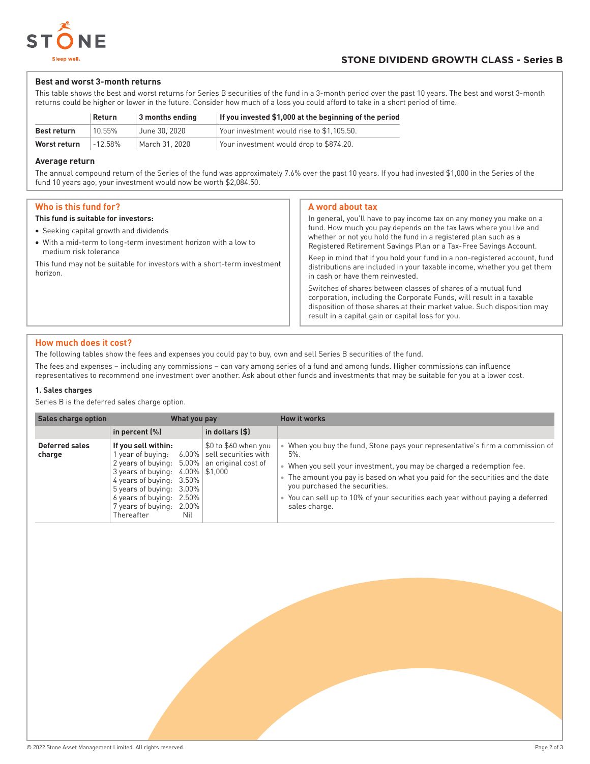## STONE DIVIDEND GROWTH CLASS - Series B

### Best and worst 3-month returns

This table shows the best and worst returns for Series B securities of the fund in a 3-month period over the past 10 years. The best and worst 3-month returns could be higher or lower in the future. Consider how much of a loss you could afford to take in a short period of time.

| | Return | 3 months ending | If you invested $1,000 at the beginning of the period |
|---|---|---|---|
| **Best return** | 10.55% | June 30, 2020 | Your investment would rise to $1,105.50. |
| **Worst return** | -12.58% | March 31, 2020 | Your investment would drop to $874.20. |

### Average return

The annual compound return of the Series of the fund was approximately 7.6% over the past 10 years. If you had invested $1,000 in the Series of the fund 10 years ago, your investment would now be worth $2,084.50.

## Who is this fund for?

**This fund is suitable for investors:**

- Seeking capital growth and dividends
- With a mid-term to long-term investment horizon with a low to medium risk tolerance

This fund may not be suitable for investors with a short-term investment horizon.

## A word about tax

In general, you'll have to pay income tax on any money you make on a fund. How much you pay depends on the tax laws where you live and whether or not you hold the fund in a registered plan such as a Registered Retirement Savings Plan or a Tax-Free Savings Account.

Keep in mind that if you hold your fund in a non-registered account, fund distributions are included in your taxable income, whether you get them in cash or have them reinvested.

Switches of shares between classes of shares of a mutual fund corporation, including the Corporate Funds, will result in a taxable disposition of those shares at their market value. Such disposition may result in a capital gain or capital loss for you.

## How much does it cost?

The following tables show the fees and expenses you could pay to buy, own and sell Series B securities of the fund.

The fees and expenses – including any commissions – can vary among series of a fund and among funds. Higher commissions can influence representatives to recommend one investment over another. Ask about other funds and investments that may be suitable for you at a lower cost.

### 1. Sales charges

Series B is the deferred sales charge option.

| Sales charge option | What you pay | | How it works |
|---|---|---|---|
| | **in percent (%)** | **in dollars ($)** | |
| **Deferred sales charge** | **If you sell within:**<br>1 year of buying: 6.00%<br>2 years of buying: 5.00%<br>3 years of buying: 4.00%<br>4 years of buying: 3.50%<br>5 years of buying: 3.00%<br>6 years of buying: 2.50%<br>7 years of buying: 2.00%<br>Thereafter Nil | $0 to $60 when you sell securities with an original cost of $1,000 | • When you buy the fund, Stone pays your representative's firm a commission of 5%.<br>• When you sell your investment, you may be charged a redemption fee.<br>• The amount you pay is based on what you paid for the securities and the date you purchased the securities.<br>• You can sell up to 10% of your securities each year without paying a deferred sales charge. |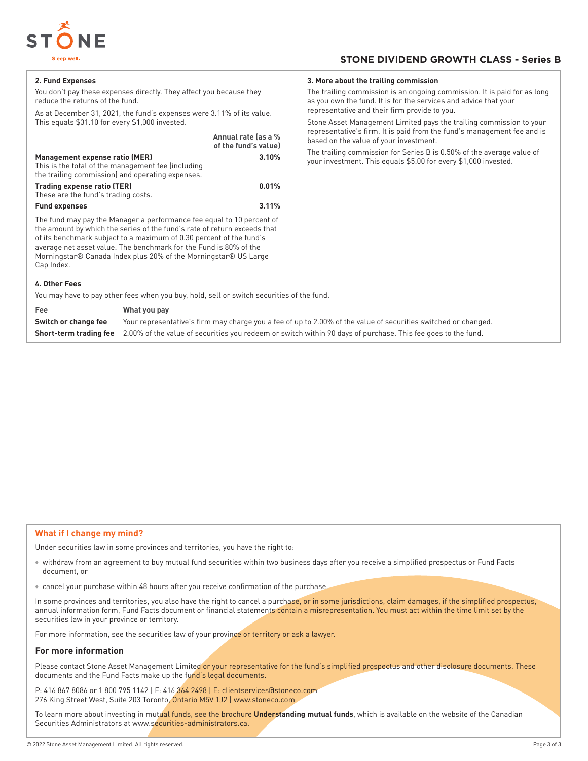## STONE DIVIDEND GROWTH CLASS - Series B

### 2. Fund Expenses

You don't pay these expenses directly. They affect you because they reduce the returns of the fund.

As at December 31, 2021, the fund's expenses were 3.11% of its value. This equals $31.10 for every $1,000 invested.

| | Annual rate (as a % of the fund's value) |
|---|---|
| **Management expense ratio (MER)** This is the total of the management fee (including the trailing commission) and operating expenses. | **3.10%** |
| **Trading expense ratio (TER)** These are the fund's trading costs. | **0.01%** |
| **Fund expenses** | **3.11%** |

The fund may pay the Manager a performance fee equal to 10 percent of the amount by which the series of the fund's rate of return exceeds that of its benchmark subject to a maximum of 0.30 percent of the fund's average net asset value. The benchmark for the Fund is 80% of the Morningstar® Canada Index plus 20% of the Morningstar® US Large Cap Index.

### 3. More about the trailing commission

The trailing commission is an ongoing commission. It is paid for as long as you own the fund. It is for the services and advice that your representative and their firm provide to you.

Stone Asset Management Limited pays the trailing commission to your representative's firm. It is paid from the fund's management fee and is based on the value of your investment.

The trailing commission for Series B is 0.50% of the average value of your investment. This equals $5.00 for every $1,000 invested.

### 4. Other Fees

You may have to pay other fees when you buy, hold, sell or switch securities of the fund.

| Fee | What you pay |
|---|---|
| **Switch or change fee** | Your representative's firm may charge you a fee of up to 2.00% of the value of securities switched or changed. |
| **Short-term trading fee** | 2.00% of the value of securities you redeem or switch within 90 days of purchase. This fee goes to the fund. |

## What if I change my mind?

Under securities law in some provinces and territories, you have the right to:

- withdraw from an agreement to buy mutual fund securities within two business days after you receive a simplified prospectus or Fund Facts document, or
- cancel your purchase within 48 hours after you receive confirmation of the purchase.

In some provinces and territories, you also have the right to cancel a purchase, or in some jurisdictions, claim damages, if the simplified prospectus, annual information form, Fund Facts document or financial statements contain a misrepresentation. You must act within the time limit set by the securities law in your province or territory.

For more information, see the securities law of your province or territory or ask a lawyer.

## For more information

Please contact Stone Asset Management Limited or your representative for the fund's simplified prospectus and other disclosure documents. These documents and the Fund Facts make up the fund's legal documents.

P: 416 867 8086 or 1 800 795 1142 | F: 416 364 2498 | E: clientservices@stoneco.com
276 King Street West, Suite 203 Toronto, Ontario M5V 1J2 | www.stoneco.com

To learn more about investing in mutual funds, see the brochure **Understanding mutual funds**, which is available on the website of the Canadian Securities Administrators at www.securities-administrators.ca.

© 2022 Stone Asset Management Limited. All rights reserved.